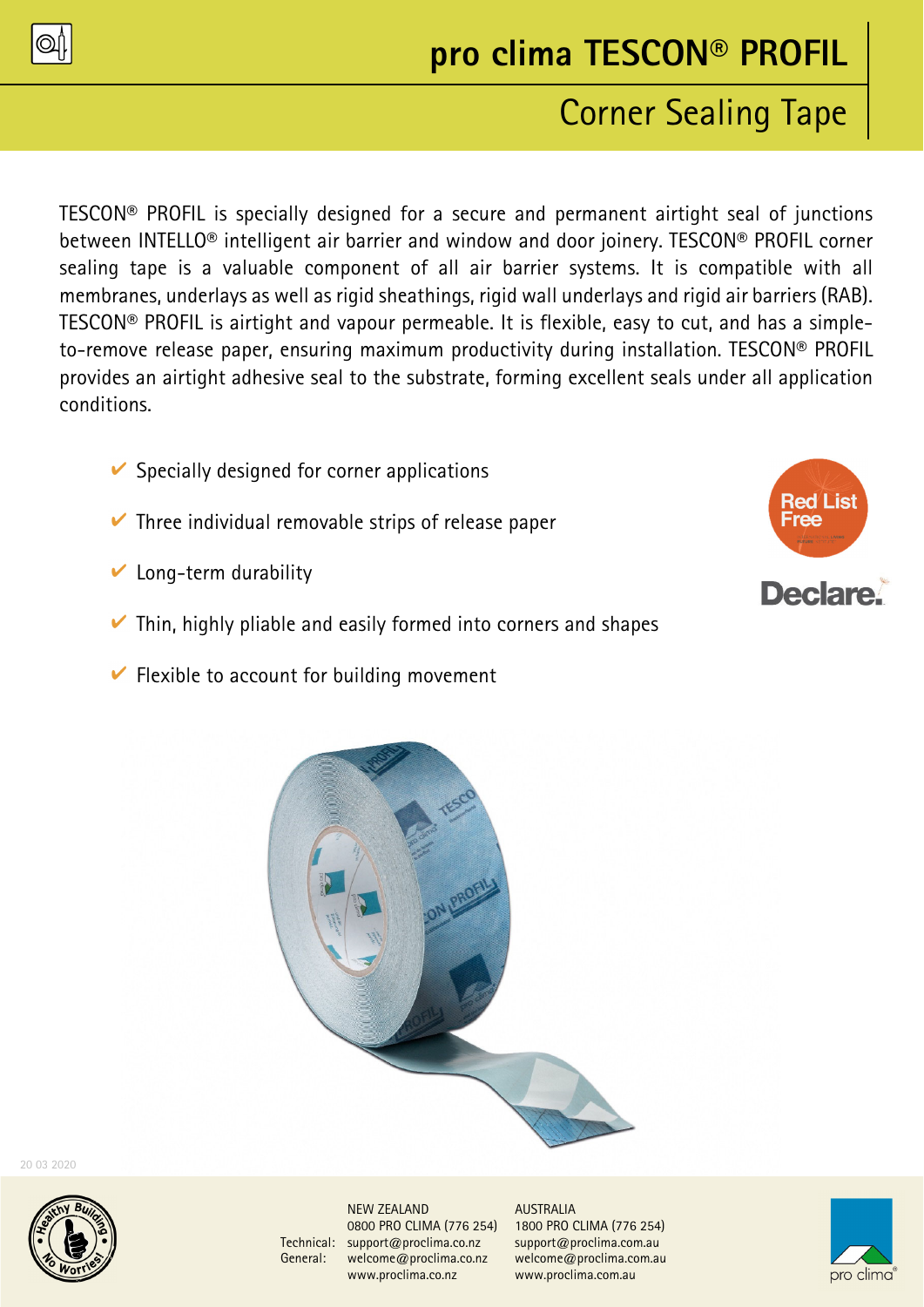# pro clima TESCON® PROFIL

## Corner Sealing Tape

TESCON® PROFIL is specially designed for a secure and permanent airtight seal of junctions between INTELLO® intelligent air barrier and window and door joinery. TESCON® PROFIL corner sealing tape is a valuable component of all air barrier systems. It is compatible with all membranes, underlays as well as rigid sheathings, rigid wall underlays and rigid air barriers (RAB). TESCON® PROFIL is airtight and vapour permeable. It is flexible, easy to cut, and has a simple-to-remove release paper, ensuring maximum productivity during installation. TESCON® PROFIL provides an airtight adhesive seal to the substrate, forming excellent seals under all application conditions.

- ✔ Specially designed for corner applications
- ✔ Three individual removable strips of release paper
- ✔ Long-term durability
- ✔ Thin, highly pliable and easily formed into corners and shapes
- ✔ Flexible to account for building movement

Red List Free

Declare.

20 03 2020

| | NEW ZEALAND | AUSTRALIA |
|---|---|---|
| | 0800 PRO CLIMA (776 254) | 1800 PRO CLIMA (776 254) |
| Technical: | support@proclima.co.nz | support@proclima.com.au |
| General: | welcome@proclima.co.nz | welcome@proclima.com.au |
| | www.proclima.co.nz | www.proclima.com.au |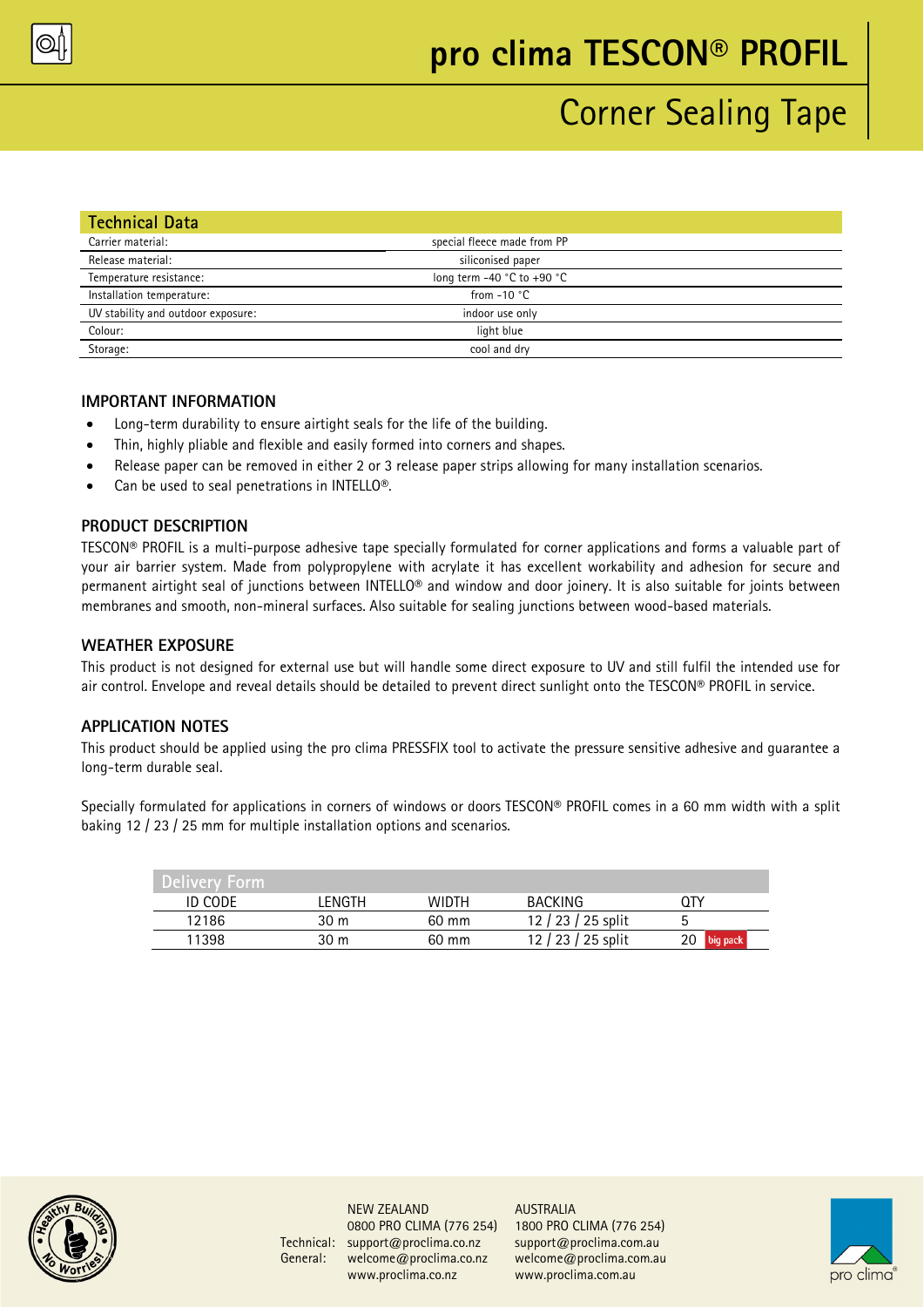# pro clima TESCON® PROFIL

## Corner Sealing Tape

### Technical Data

| | |
|---|---|
| Carrier material: | special fleece made from PP |
| Release material: | siliconised paper |
| Temperature resistance: | long term -40 °C to +90 °C |
| Installation temperature: | from -10 °C |
| UV stability and outdoor exposure: | indoor use only |
| Colour: | light blue |
| Storage: | cool and dry |

### IMPORTANT INFORMATION

- Long-term durability to ensure airtight seals for the life of the building.
- Thin, highly pliable and flexible and easily formed into corners and shapes.
- Release paper can be removed in either 2 or 3 release paper strips allowing for many installation scenarios.
- Can be used to seal penetrations in INTELLO®.

### PRODUCT DESCRIPTION

TESCON® PROFIL is a multi-purpose adhesive tape specially formulated for corner applications and forms a valuable part of your air barrier system. Made from polypropylene with acrylate it has excellent workability and adhesion for secure and permanent airtight seal of junctions between INTELLO® and window and door joinery. It is also suitable for joints between membranes and smooth, non-mineral surfaces. Also suitable for sealing junctions between wood-based materials.

### WEATHER EXPOSURE

This product is not designed for external use but will handle some direct exposure to UV and still fulfil the intended use for air control. Envelope and reveal details should be detailed to prevent direct sunlight onto the TESCON® PROFIL in service.

### APPLICATION NOTES

This product should be applied using the pro clima PRESSFIX tool to activate the pressure sensitive adhesive and guarantee a long-term durable seal.

Specially formulated for applications in corners of windows or doors TESCON® PROFIL comes in a 60 mm width with a split baking 12 / 23 / 25 mm for multiple installation options and scenarios.

### Delivery Form

| ID CODE | LENGTH | WIDTH | BACKING | QTY |
|---|---|---|---|---|
| 12186 | 30 m | 60 mm | 12 / 23 / 25 split | 5 |
| 11398 | 30 m | 60 mm | 12 / 23 / 25 split | 20 big pack |

Healthy Building No Worries!

NEW ZEALAND
0800 PRO CLIMA (776 254)
Technical: support@proclima.co.nz
General: welcome@proclima.co.nz
www.proclima.co.nz

AUSTRALIA
1800 PRO CLIMA (776 254)
support@proclima.com.au
welcome@proclima.com.au
www.proclima.com.au

pro clima®